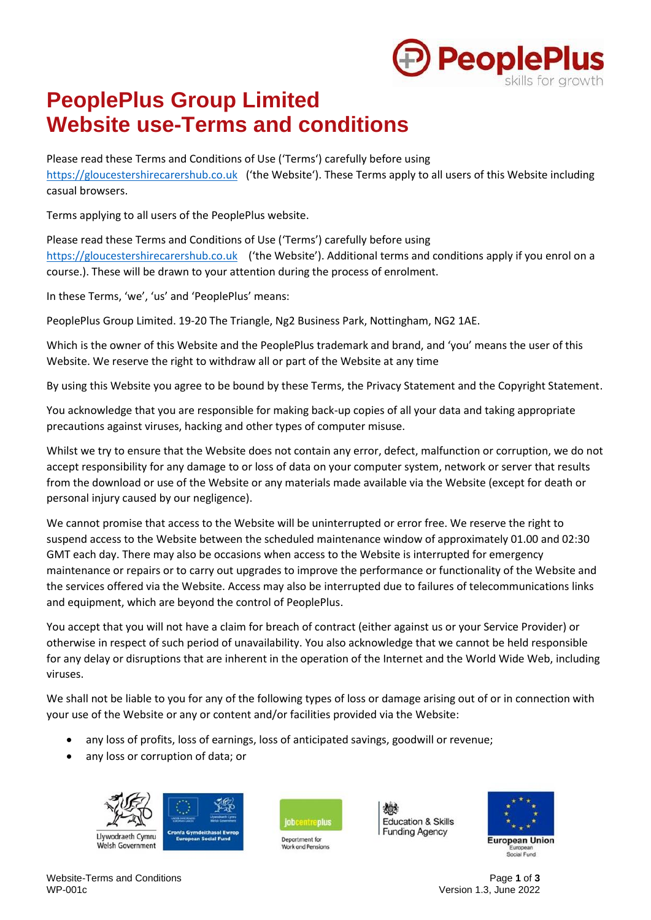# PeoplePlus Group Limited
# Website use-Terms and conditions

Please read these Terms and Conditions of Use ('Terms') carefully before using https://gloucestershirecarershub.co.uk ('the Website'). These Terms apply to all users of this Website including casual browsers.

Terms applying to all users of the PeoplePlus website.

Please read these Terms and Conditions of Use ('Terms') carefully before using https://gloucestershirecarershub.co.uk ('the Website'). Additional terms and conditions apply if you enrol on a course.). These will be drawn to your attention during the process of enrolment.

In these Terms, 'we', 'us' and 'PeoplePlus' means:

PeoplePlus Group Limited. 19-20 The Triangle, Ng2 Business Park, Nottingham, NG2 1AE.

Which is the owner of this Website and the PeoplePlus trademark and brand, and 'you' means the user of this Website. We reserve the right to withdraw all or part of the Website at any time

By using this Website you agree to be bound by these Terms, the Privacy Statement and the Copyright Statement.

You acknowledge that you are responsible for making back-up copies of all your data and taking appropriate precautions against viruses, hacking and other types of computer misuse.

Whilst we try to ensure that the Website does not contain any error, defect, malfunction or corruption, we do not accept responsibility for any damage to or loss of data on your computer system, network or server that results from the download or use of the Website or any materials made available via the Website (except for death or personal injury caused by our negligence).

We cannot promise that access to the Website will be uninterrupted or error free. We reserve the right to suspend access to the Website between the scheduled maintenance window of approximately 01.00 and 02:30 GMT each day. There may also be occasions when access to the Website is interrupted for emergency maintenance or repairs or to carry out upgrades to improve the performance or functionality of the Website and the services offered via the Website. Access may also be interrupted due to failures of telecommunications links and equipment, which are beyond the control of PeoplePlus.

You accept that you will not have a claim for breach of contract (either against us or your Service Provider) or otherwise in respect of such period of unavailability. You also acknowledge that we cannot be held responsible for any delay or disruptions that are inherent in the operation of the Internet and the World Wide Web, including viruses.

We shall not be liable to you for any of the following types of loss or damage arising out of or in connection with your use of the Website or any or content and/or facilities provided via the Website:

- any loss of profits, loss of earnings, loss of anticipated savings, goodwill or revenue;
- any loss or corruption of data; or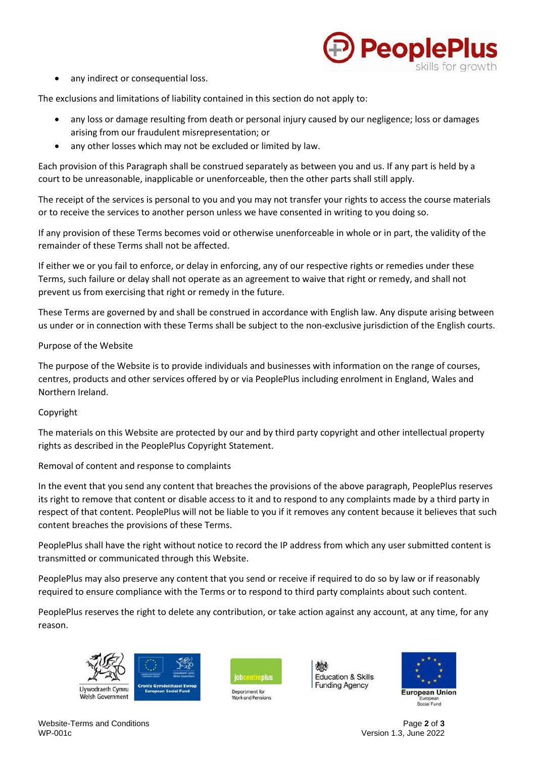- any indirect or consequential loss.

The exclusions and limitations of liability contained in this section do not apply to:

- any loss or damage resulting from death or personal injury caused by our negligence; loss or damages arising from our fraudulent misrepresentation; or
- any other losses which may not be excluded or limited by law.

Each provision of this Paragraph shall be construed separately as between you and us. If any part is held by a court to be unreasonable, inapplicable or unenforceable, then the other parts shall still apply.

The receipt of the services is personal to you and you may not transfer your rights to access the course materials or to receive the services to another person unless we have consented in writing to you doing so.

If any provision of these Terms becomes void or otherwise unenforceable in whole or in part, the validity of the remainder of these Terms shall not be affected.

If either we or you fail to enforce, or delay in enforcing, any of our respective rights or remedies under these Terms, such failure or delay shall not operate as an agreement to waive that right or remedy, and shall not prevent us from exercising that right or remedy in the future.

These Terms are governed by and shall be construed in accordance with English law. Any dispute arising between us under or in connection with these Terms shall be subject to the non-exclusive jurisdiction of the English courts.

Purpose of the Website

The purpose of the Website is to provide individuals and businesses with information on the range of courses, centres, products and other services offered by or via PeoplePlus including enrolment in England, Wales and Northern Ireland.

Copyright

The materials on this Website are protected by our and by third party copyright and other intellectual property rights as described in the PeoplePlus Copyright Statement.

Removal of content and response to complaints

In the event that you send any content that breaches the provisions of the above paragraph, PeoplePlus reserves its right to remove that content or disable access to it and to respond to any complaints made by a third party in respect of that content. PeoplePlus will not be liable to you if it removes any content because it believes that such content breaches the provisions of these Terms.

PeoplePlus shall have the right without notice to record the IP address from which any user submitted content is transmitted or communicated through this Website.

PeoplePlus may also preserve any content that you send or receive if required to do so by law or if reasonably required to ensure compliance with the Terms or to respond to third party complaints about such content.

PeoplePlus reserves the right to delete any contribution, or take action against any account, at any time, for any reason.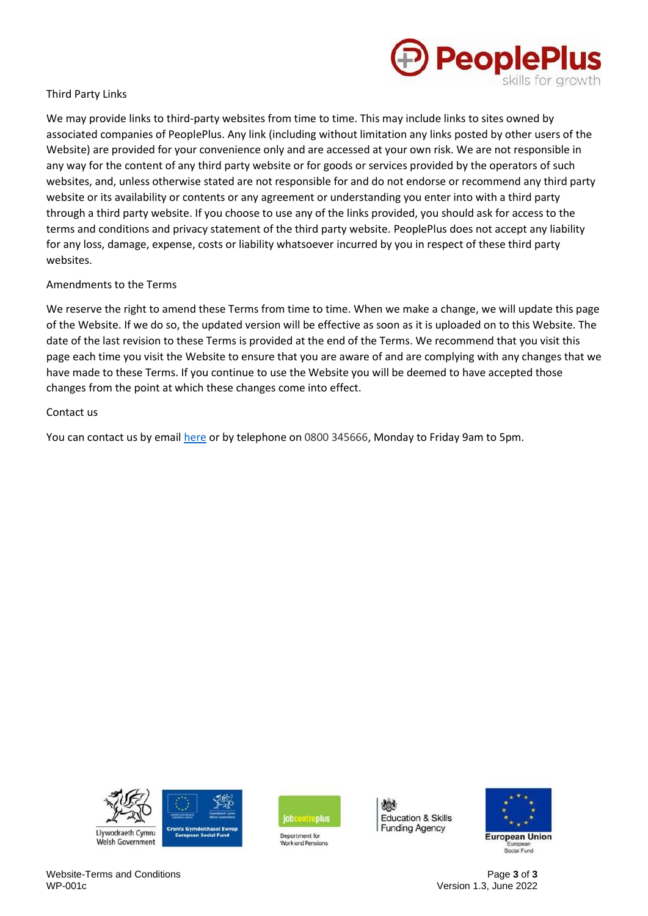## Third Party Links

We may provide links to third-party websites from time to time. This may include links to sites owned by associated companies of PeoplePlus. Any link (including without limitation any links posted by other users of the Website) are provided for your convenience only and are accessed at your own risk. We are not responsible in any way for the content of any third party website or for goods or services provided by the operators of such websites, and, unless otherwise stated are not responsible for and do not endorse or recommend any third party website or its availability or contents or any agreement or understanding you enter into with a third party through a third party website. If you choose to use any of the links provided, you should ask for access to the terms and conditions and privacy statement of the third party website. PeoplePlus does not accept any liability for any loss, damage, expense, costs or liability whatsoever incurred by you in respect of these third party websites.

## Amendments to the Terms

We reserve the right to amend these Terms from time to time. When we make a change, we will update this page of the Website. If we do so, the updated version will be effective as soon as it is uploaded on to this Website. The date of the last revision to these Terms is provided at the end of the Terms. We recommend that you visit this page each time you visit the Website to ensure that you are aware of and are complying with any changes that we have made to these Terms. If you continue to use the Website you will be deemed to have accepted those changes from the point at which these changes come into effect.

## Contact us

You can contact us by email here or by telephone on 0800 345666, Monday to Friday 9am to 5pm.

Website-Terms and Conditions
WP-001c

Version 1.3, June 2022